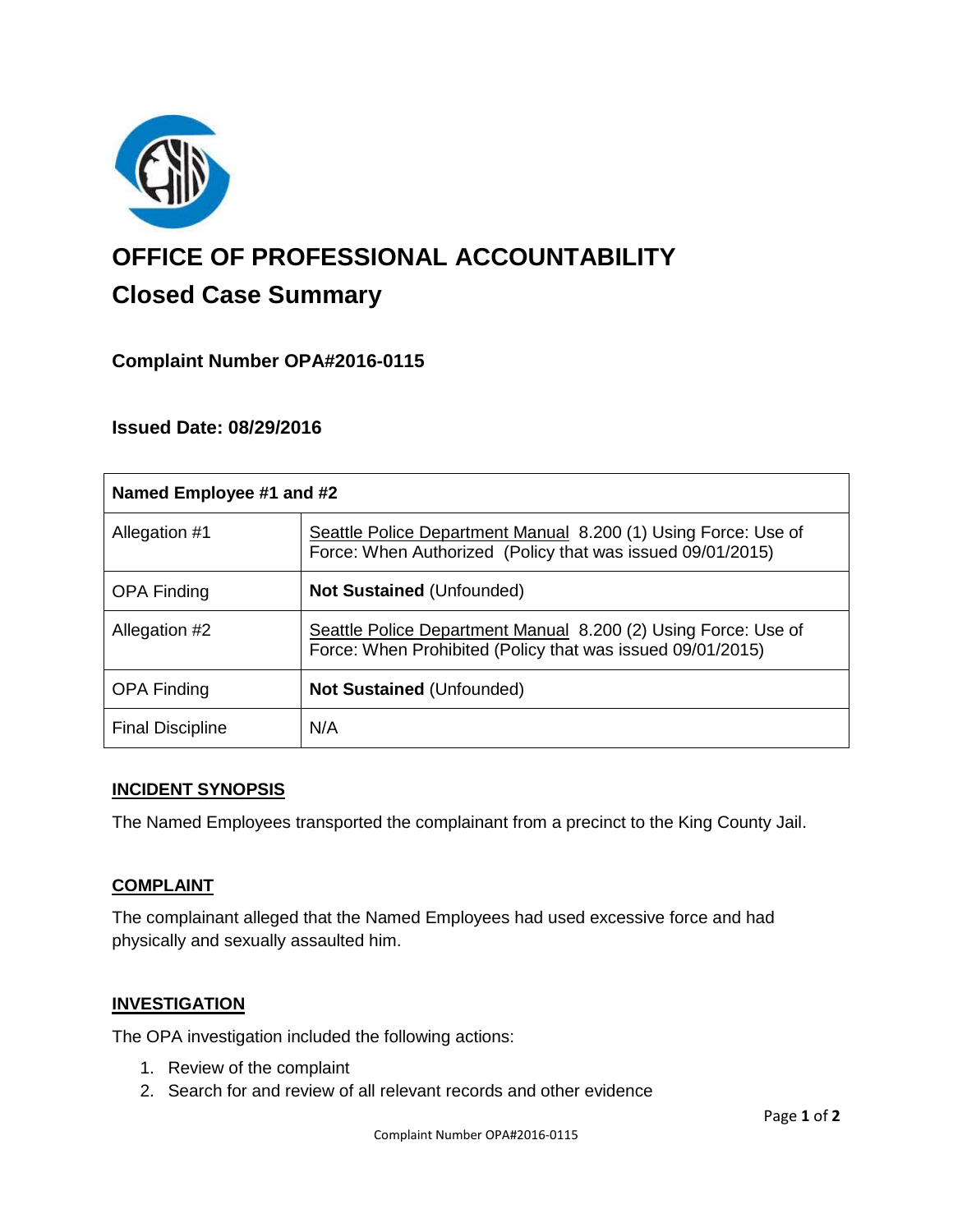# OFFICE OF PROFESSIONAL ACCOUNTABILITY

## Closed Case Summary

### Complaint Number OPA#2016-0115

### Issued Date: 08/29/2016

| Named Employee #1 and #2 | |
|---|---|
| Allegation #1 | Seattle Police Department Manual 8.200 (1) Using Force: Use of Force: When Authorized (Policy that was issued 09/01/2015) |
| OPA Finding | **Not Sustained** (Unfounded) |
| Allegation #2 | Seattle Police Department Manual 8.200 (2) Using Force: Use of Force: When Prohibited (Policy that was issued 09/01/2015) |
| OPA Finding | **Not Sustained** (Unfounded) |
| Final Discipline | N/A |

**INCIDENT SYNOPSIS**

The Named Employees transported the complainant from a precinct to the King County Jail.

**COMPLAINT**

The complainant alleged that the Named Employees had used excessive force and had physically and sexually assaulted him.

**INVESTIGATION**

The OPA investigation included the following actions:

1. Review of the complaint
2. Search for and review of all relevant records and other evidence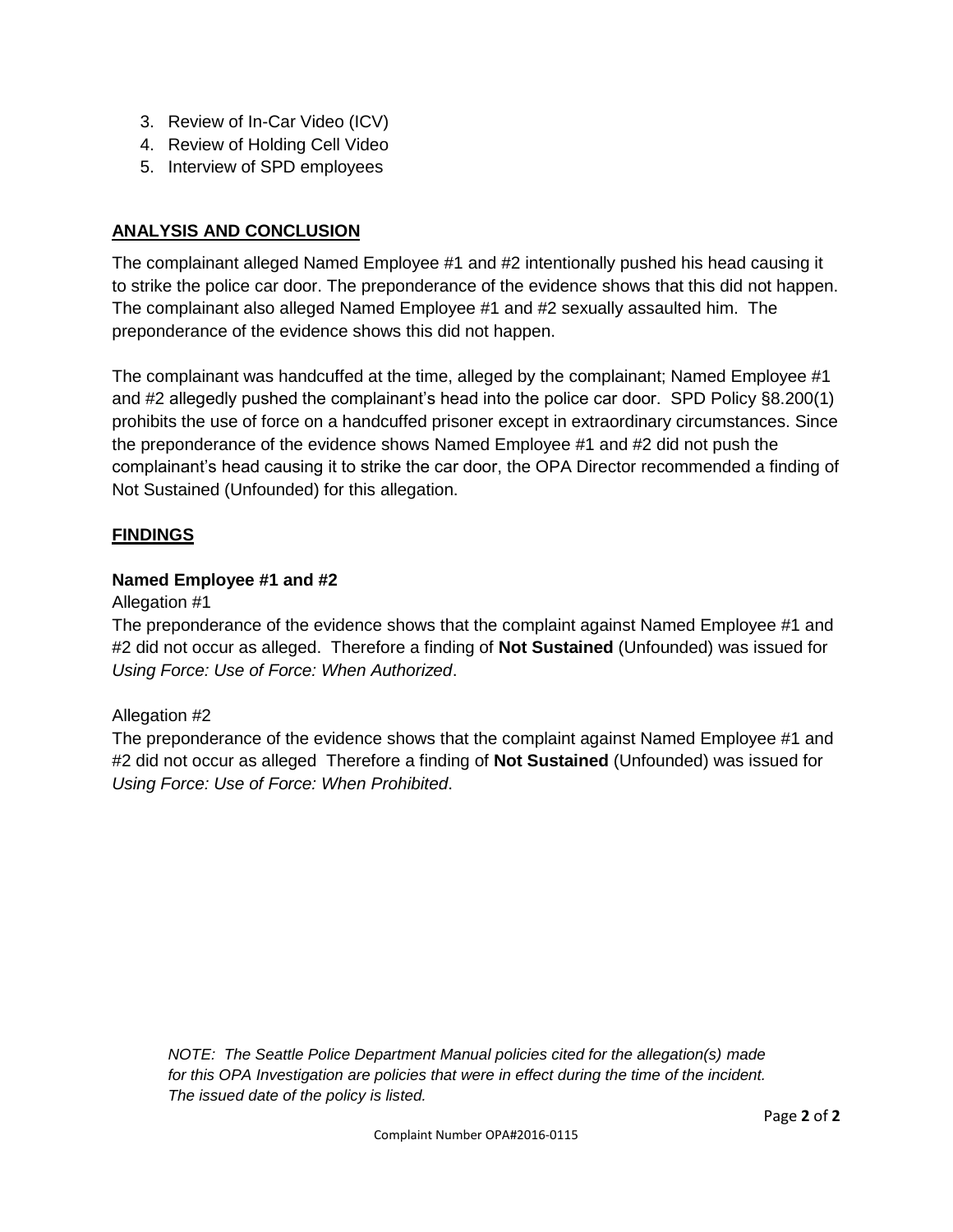3. Review of In-Car Video (ICV)
4. Review of Holding Cell Video
5. Interview of SPD employees

## ANALYSIS AND CONCLUSION

The complainant alleged Named Employee #1 and #2 intentionally pushed his head causing it to strike the police car door. The preponderance of the evidence shows that this did not happen. The complainant also alleged Named Employee #1 and #2 sexually assaulted him. The preponderance of the evidence shows this did not happen.

The complainant was handcuffed at the time, alleged by the complainant; Named Employee #1 and #2 allegedly pushed the complainant's head into the police car door. SPD Policy §8.200(1) prohibits the use of force on a handcuffed prisoner except in extraordinary circumstances. Since the preponderance of the evidence shows Named Employee #1 and #2 did not push the complainant's head causing it to strike the car door, the OPA Director recommended a finding of Not Sustained (Unfounded) for this allegation.

## FINDINGS

**Named Employee #1 and #2**

Allegation #1

The preponderance of the evidence shows that the complaint against Named Employee #1 and #2 did not occur as alleged. Therefore a finding of **Not Sustained** (Unfounded) was issued for *Using Force: Use of Force: When Authorized*.

Allegation #2

The preponderance of the evidence shows that the complaint against Named Employee #1 and #2 did not occur as alleged Therefore a finding of **Not Sustained** (Unfounded) was issued for *Using Force: Use of Force: When Prohibited*.

*NOTE: The Seattle Police Department Manual policies cited for the allegation(s) made for this OPA Investigation are policies that were in effect during the time of the incident. The issued date of the policy is listed.*

Complaint Number OPA#2016-0115